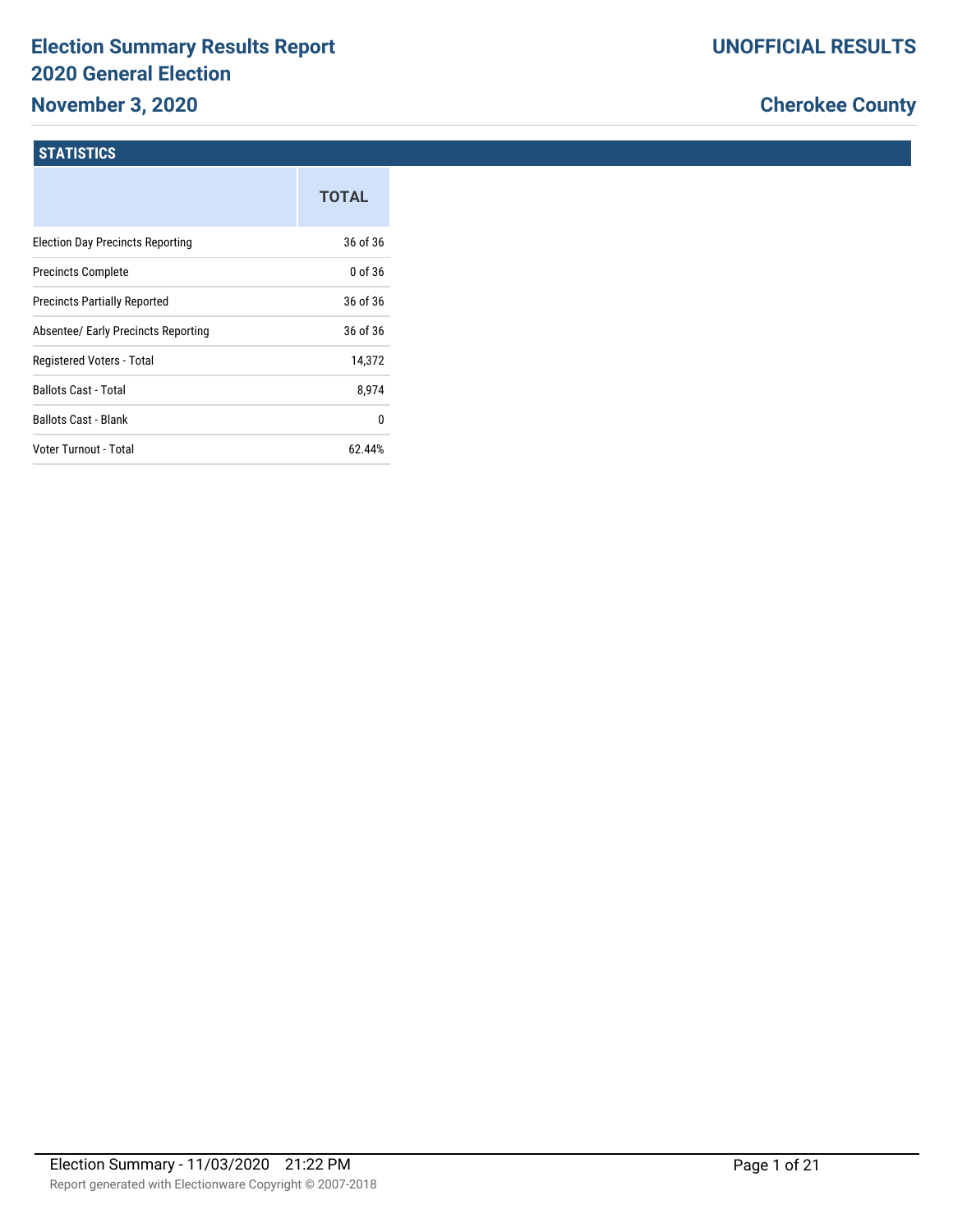# Election Summary Results Report
# 2020 General Election
## November 3, 2020

**UNOFFICIAL RESULTS**

**Cherokee County**

### STATISTICS

| | TOTAL |
| --- | --- |
| Election Day Precincts Reporting | 36 of 36 |
| Precincts Complete | 0 of 36 |
| Precincts Partially Reported | 36 of 36 |
| Absentee/ Early Precincts Reporting | 36 of 36 |
| Registered Voters - Total | 14,372 |
| Ballots Cast - Total | 8,974 |
| Ballots Cast - Blank | 0 |
| Voter Turnout - Total | 62.44% |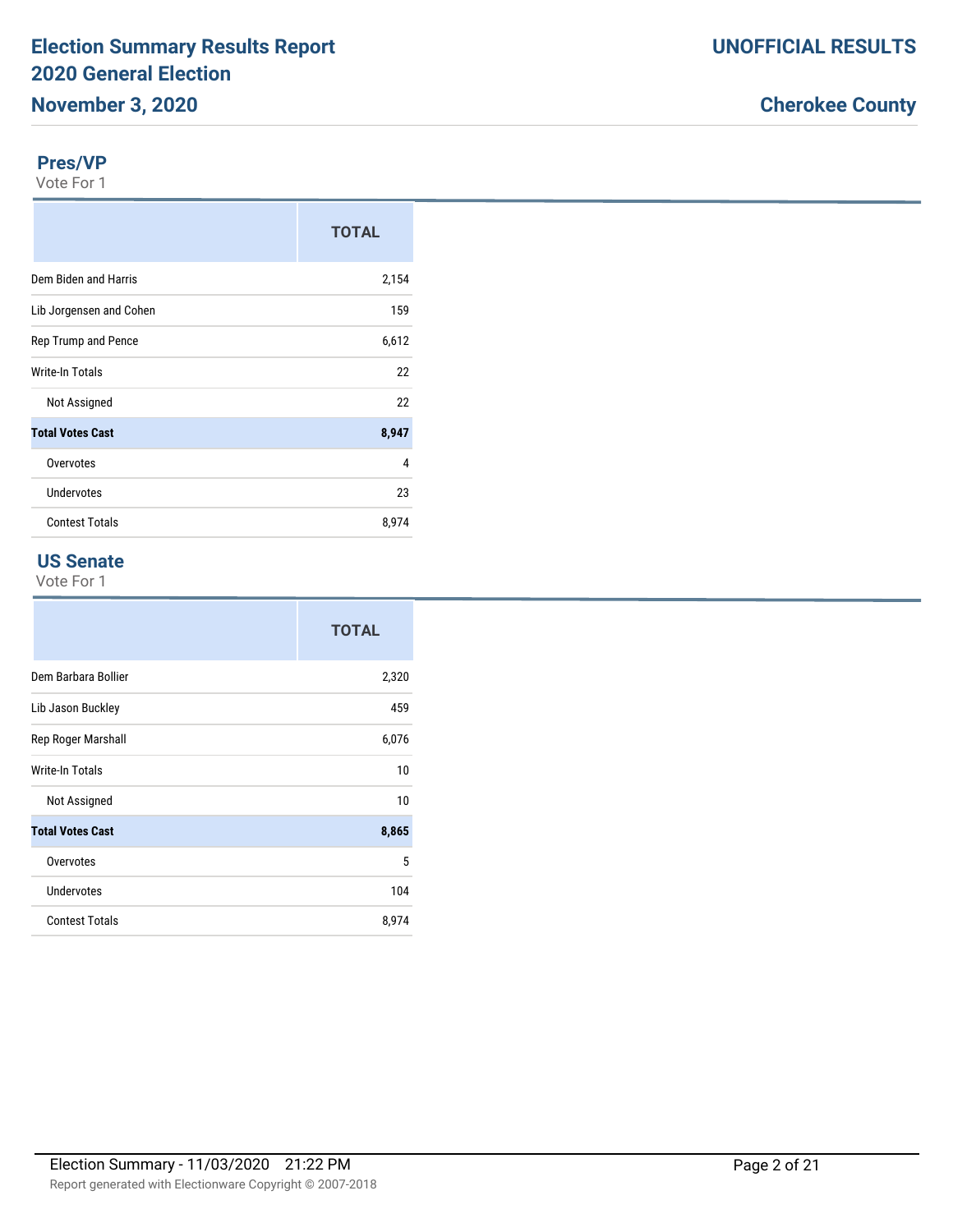## Pres/VP

Vote For 1

| | TOTAL |
|---|---|
| Dem Biden and Harris | 2,154 |
| Lib Jorgensen and Cohen | 159 |
| Rep Trump and Pence | 6,612 |
| Write-In Totals | 22 |
| Not Assigned | 22 |
| **Total Votes Cast** | **8,947** |
| Overvotes | 4 |
| Undervotes | 23 |
| Contest Totals | 8,974 |

## US Senate

Vote For 1

| | TOTAL |
|---|---|
| Dem Barbara Bollier | 2,320 |
| Lib Jason Buckley | 459 |
| Rep Roger Marshall | 6,076 |
| Write-In Totals | 10 |
| Not Assigned | 10 |
| **Total Votes Cast** | **8,865** |
| Overvotes | 5 |
| Undervotes | 104 |
| Contest Totals | 8,974 |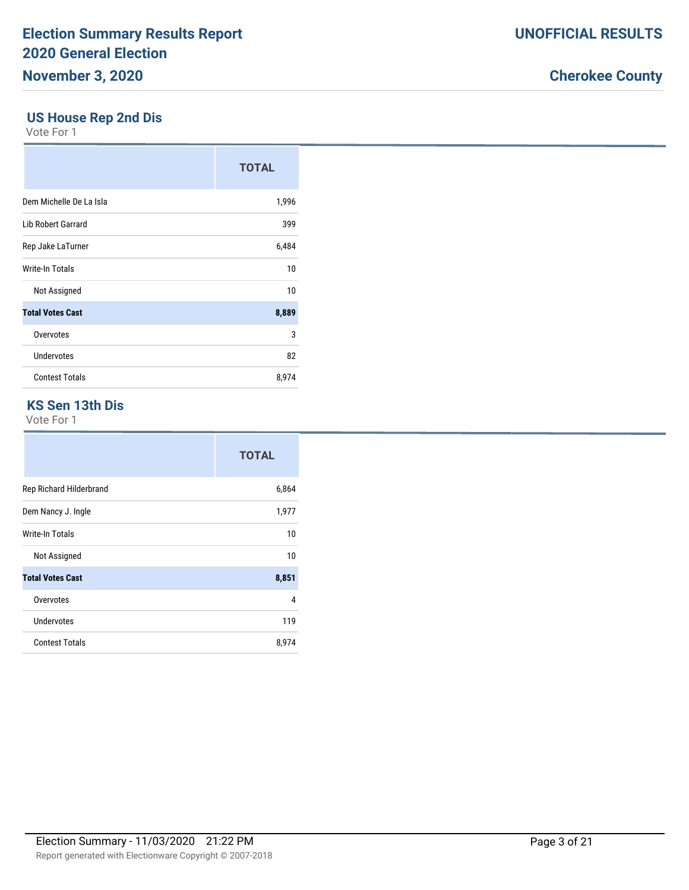# Election Summary Results Report
# 2020 General Election
# November 3, 2020

**UNOFFICIAL RESULTS**

**Cherokee County**

## US House Rep 2nd Dis

Vote For 1

| | TOTAL |
|---|---|
| Dem Michelle De La Isla | 1,996 |
| Lib Robert Garrard | 399 |
| Rep Jake LaTurner | 6,484 |
| Write-In Totals | 10 |
| Not Assigned | 10 |
| **Total Votes Cast** | **8,889** |
| Overvotes | 3 |
| Undervotes | 82 |
| Contest Totals | 8,974 |

## KS Sen 13th Dis

Vote For 1

| | TOTAL |
|---|---|
| Rep Richard Hilderbrand | 6,864 |
| Dem Nancy J. Ingle | 1,977 |
| Write-In Totals | 10 |
| Not Assigned | 10 |
| **Total Votes Cast** | **8,851** |
| Overvotes | 4 |
| Undervotes | 119 |
| Contest Totals | 8,974 |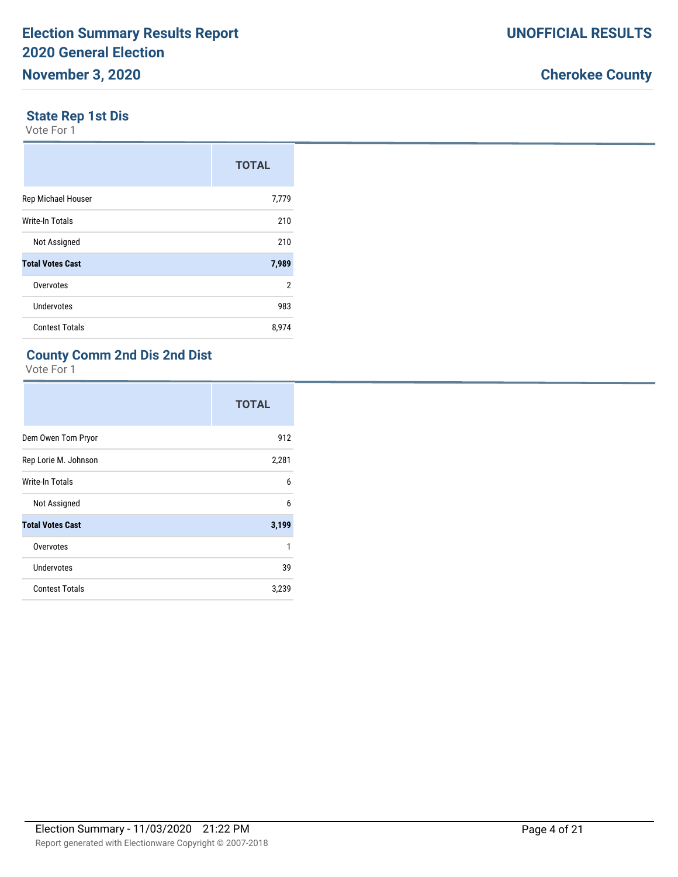# Election Summary Results Report
# 2020 General Election
## November 3, 2020

**UNOFFICIAL RESULTS**

**Cherokee County**

### State Rep 1st Dis

Vote For 1

| | TOTAL |
|---|---|
| Rep Michael Houser | 7,779 |
| Write-In Totals | 210 |
| Not Assigned | 210 |
| **Total Votes Cast** | **7,989** |
| Overvotes | 2 |
| Undervotes | 983 |
| Contest Totals | 8,974 |

### County Comm 2nd Dis 2nd Dist

Vote For 1

| | TOTAL |
|---|---|
| Dem Owen Tom Pryor | 912 |
| Rep Lorie M. Johnson | 2,281 |
| Write-In Totals | 6 |
| Not Assigned | 6 |
| **Total Votes Cast** | **3,199** |
| Overvotes | 1 |
| Undervotes | 39 |
| Contest Totals | 3,239 |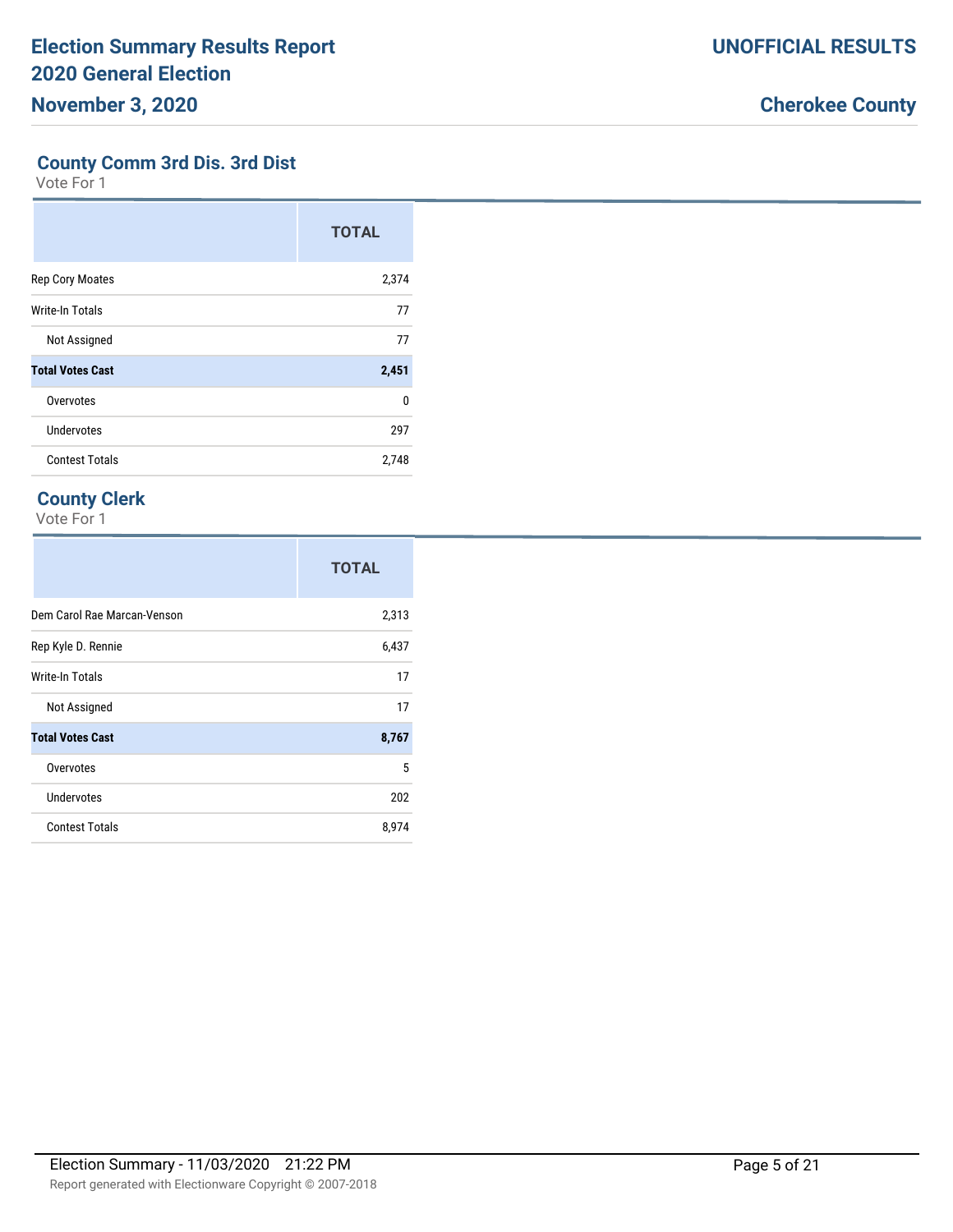## County Comm 3rd Dis. 3rd Dist

Vote For 1

| | TOTAL |
|---|---|
| Rep Cory Moates | 2,374 |
| Write-In Totals | 77 |
| Not Assigned | 77 |
| **Total Votes Cast** | **2,451** |
| Overvotes | 0 |
| Undervotes | 297 |
| Contest Totals | 2,748 |

## County Clerk

Vote For 1

| | TOTAL |
|---|---|
| Dem Carol Rae Marcan-Venson | 2,313 |
| Rep Kyle D. Rennie | 6,437 |
| Write-In Totals | 17 |
| Not Assigned | 17 |
| **Total Votes Cast** | **8,767** |
| Overvotes | 5 |
| Undervotes | 202 |
| Contest Totals | 8,974 |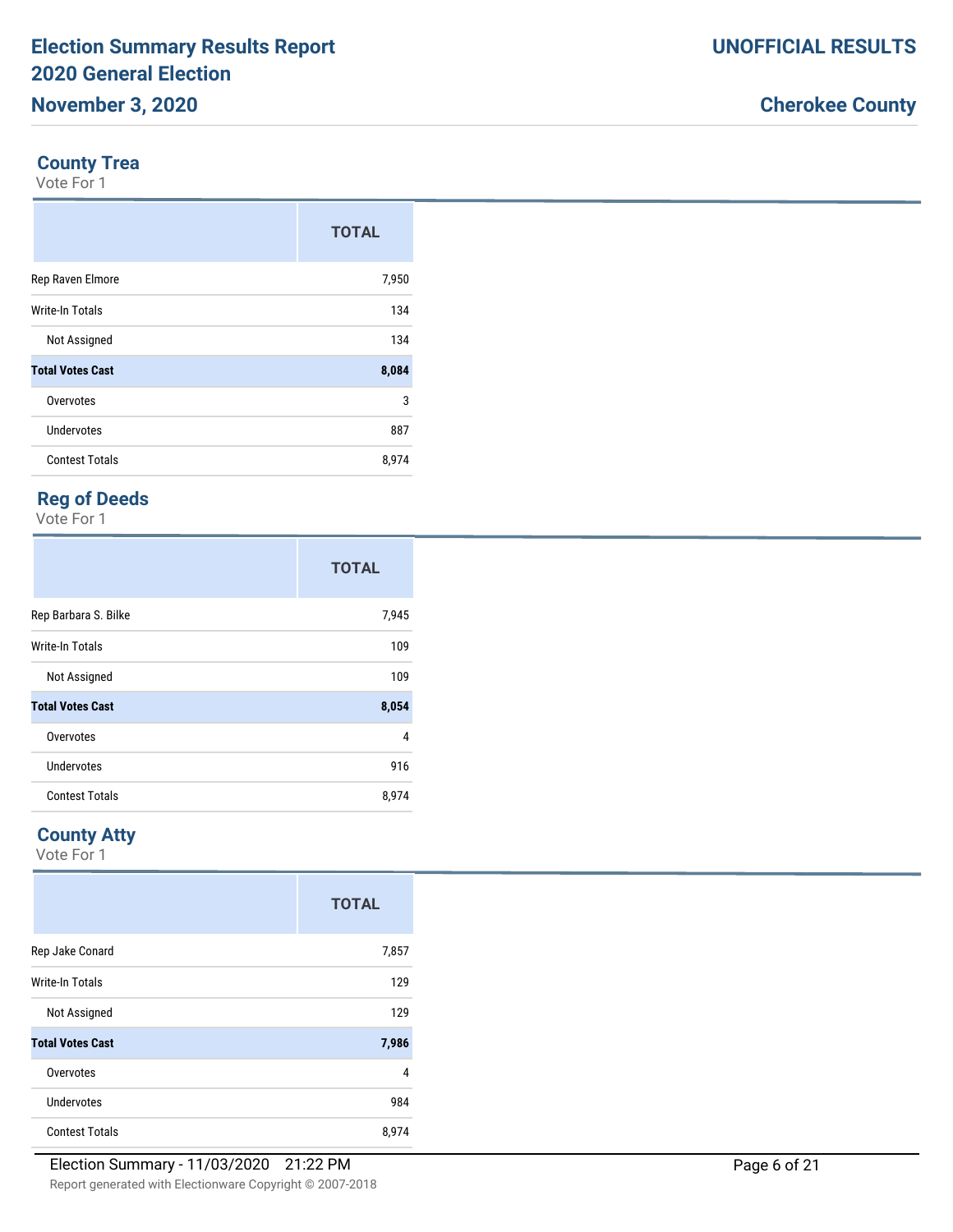## County Trea

Vote For 1

| | TOTAL |
|---|---|
| Rep Raven Elmore | 7,950 |
| Write-In Totals | 134 |
| Not Assigned | 134 |
| **Total Votes Cast** | **8,084** |
| Overvotes | 3 |
| Undervotes | 887 |
| Contest Totals | 8,974 |

## Reg of Deeds

Vote For 1

| | TOTAL |
|---|---|
| Rep Barbara S. Bilke | 7,945 |
| Write-In Totals | 109 |
| Not Assigned | 109 |
| **Total Votes Cast** | **8,054** |
| Overvotes | 4 |
| Undervotes | 916 |
| Contest Totals | 8,974 |

## County Atty

Vote For 1

| | TOTAL |
|---|---|
| Rep Jake Conard | 7,857 |
| Write-In Totals | 129 |
| Not Assigned | 129 |
| **Total Votes Cast** | **7,986** |
| Overvotes | 4 |
| Undervotes | 984 |
| Contest Totals | 8,974 |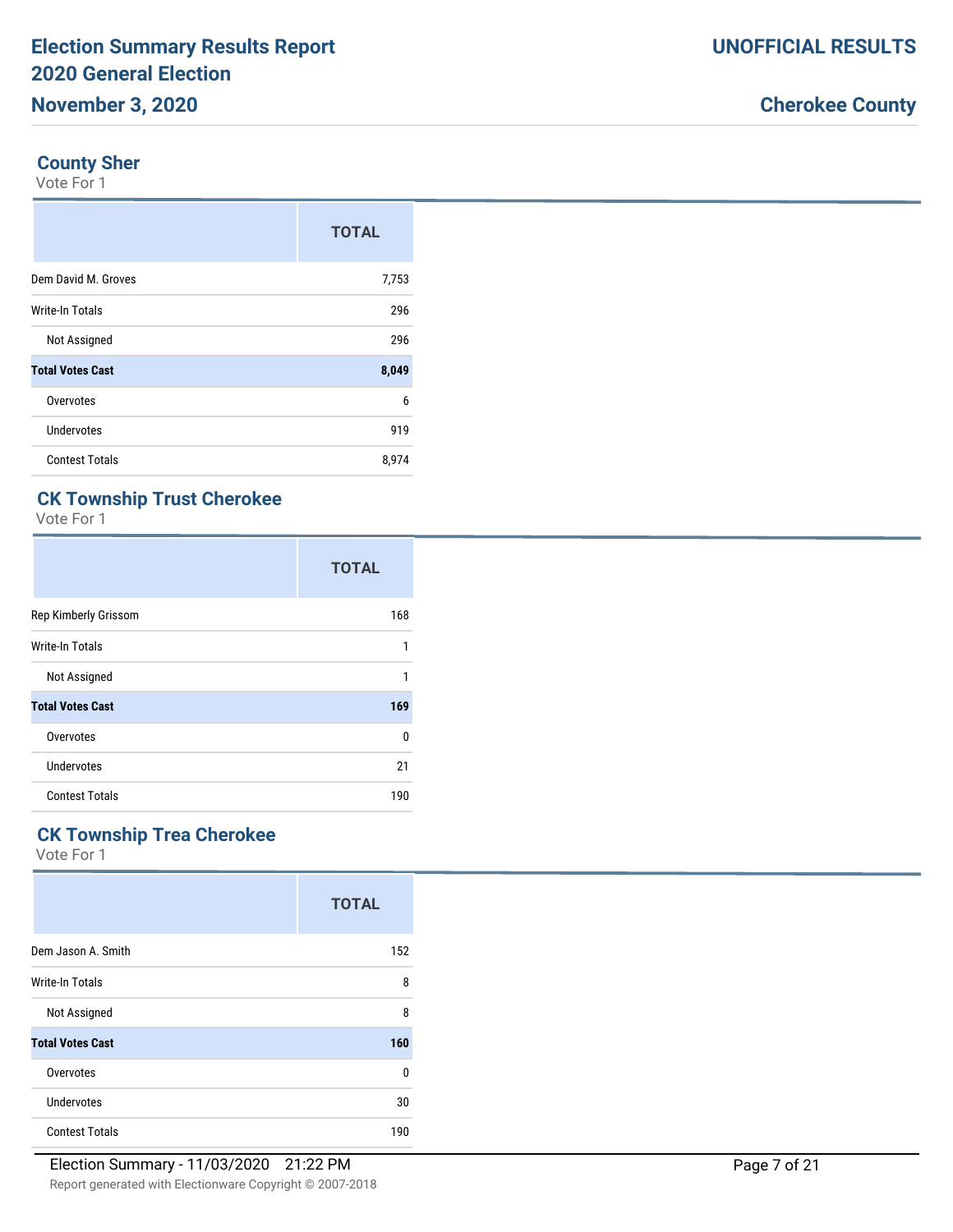## County Sher

Vote For 1

| | TOTAL |
|---|---|
| Dem David M. Groves | 7,753 |
| Write-In Totals | 296 |
| Not Assigned | 296 |
| **Total Votes Cast** | **8,049** |
| Overvotes | 6 |
| Undervotes | 919 |
| Contest Totals | 8,974 |

## CK Township Trust Cherokee

Vote For 1

| | TOTAL |
|---|---|
| Rep Kimberly Grissom | 168 |
| Write-In Totals | 1 |
| Not Assigned | 1 |
| **Total Votes Cast** | **169** |
| Overvotes | 0 |
| Undervotes | 21 |
| Contest Totals | 190 |

## CK Township Trea Cherokee

Vote For 1

| | TOTAL |
|---|---|
| Dem Jason A. Smith | 152 |
| Write-In Totals | 8 |
| Not Assigned | 8 |
| **Total Votes Cast** | **160** |
| Overvotes | 0 |
| Undervotes | 30 |
| Contest Totals | 190 |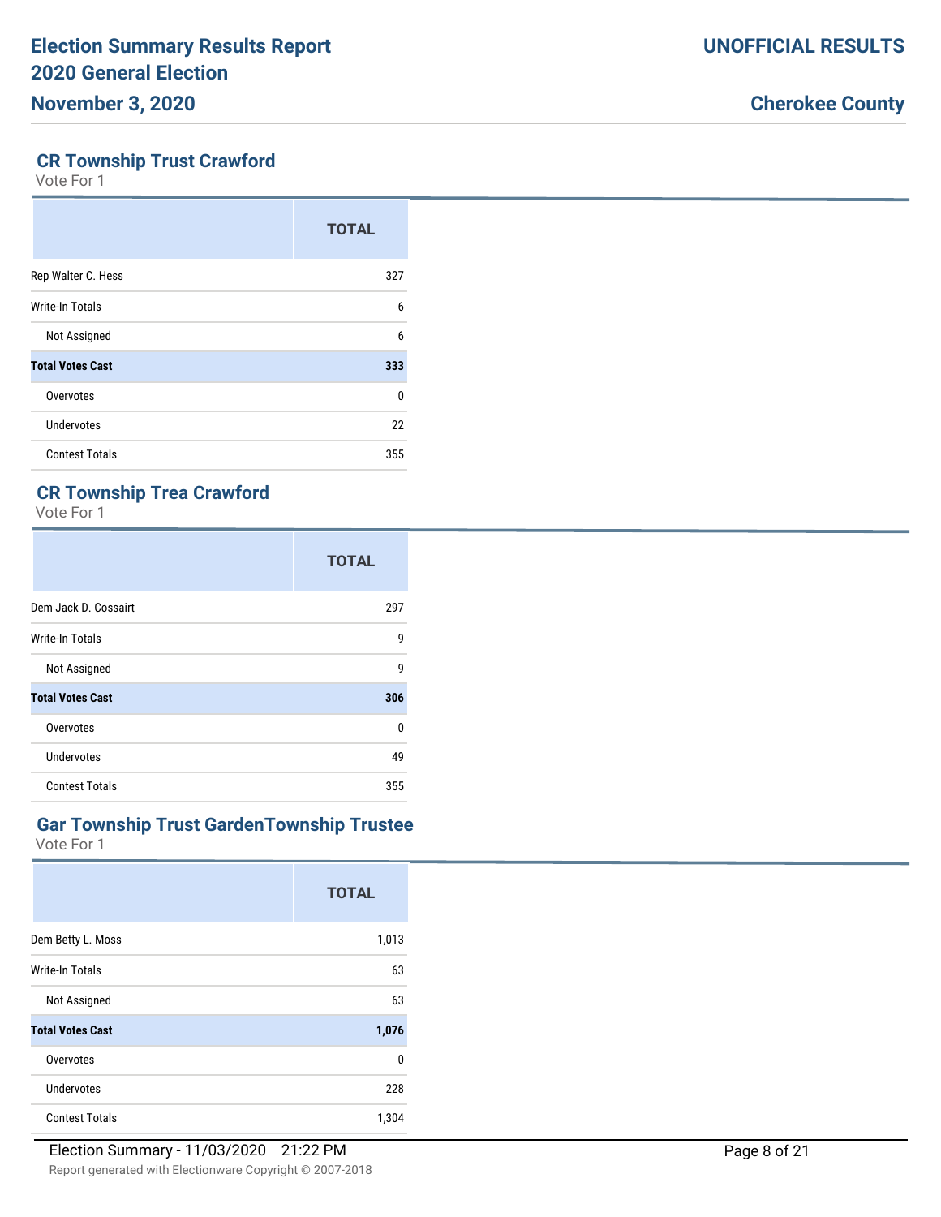## CR Township Trust Crawford

Vote For 1

| | TOTAL |
|---|---|
| Rep Walter C. Hess | 327 |
| Write-In Totals | 6 |
| Not Assigned | 6 |
| **Total Votes Cast** | **333** |
| Overvotes | 0 |
| Undervotes | 22 |
| Contest Totals | 355 |

## CR Township Trea Crawford

Vote For 1

| | TOTAL |
|---|---|
| Dem Jack D. Cossairt | 297 |
| Write-In Totals | 9 |
| Not Assigned | 9 |
| **Total Votes Cast** | **306** |
| Overvotes | 0 |
| Undervotes | 49 |
| Contest Totals | 355 |

## Gar Township Trust GardenTownship Trustee

Vote For 1

| | TOTAL |
|---|---|
| Dem Betty L. Moss | 1,013 |
| Write-In Totals | 63 |
| Not Assigned | 63 |
| **Total Votes Cast** | **1,076** |
| Overvotes | 0 |
| Undervotes | 228 |
| Contest Totals | 1,304 |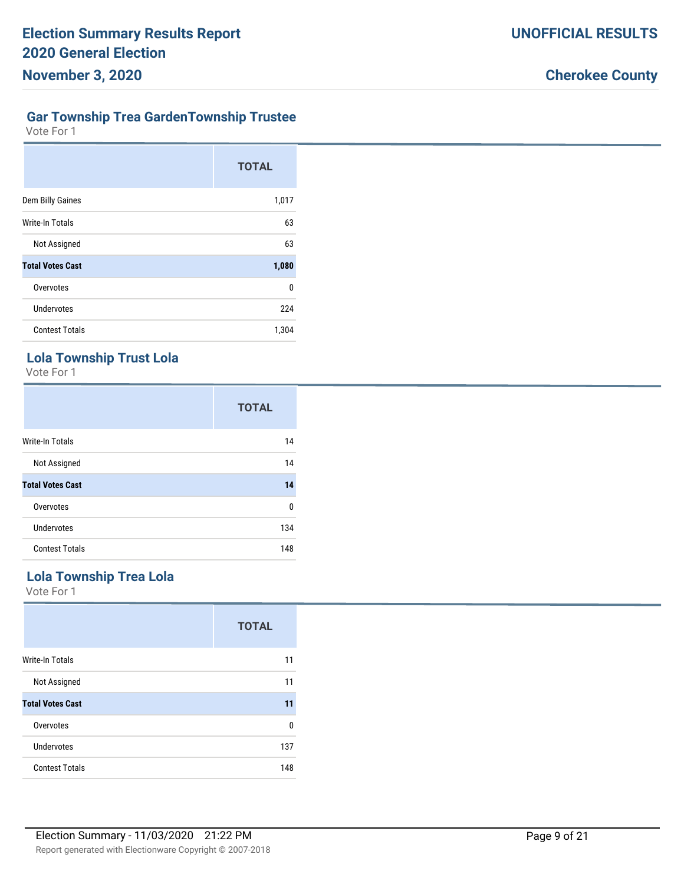## Gar Township Trea GardenTownship Trustee

Vote For 1

| | TOTAL |
|---|---|
| Dem Billy Gaines | 1,017 |
| Write-In Totals | 63 |
| Not Assigned | 63 |
| **Total Votes Cast** | **1,080** |
| Overvotes | 0 |
| Undervotes | 224 |
| Contest Totals | 1,304 |

## Lola Township Trust Lola

Vote For 1

| | TOTAL |
|---|---|
| Write-In Totals | 14 |
| Not Assigned | 14 |
| **Total Votes Cast** | **14** |
| Overvotes | 0 |
| Undervotes | 134 |
| Contest Totals | 148 |

## Lola Township Trea Lola

Vote For 1

| | TOTAL |
|---|---|
| Write-In Totals | 11 |
| Not Assigned | 11 |
| **Total Votes Cast** | **11** |
| Overvotes | 0 |
| Undervotes | 137 |
| Contest Totals | 148 |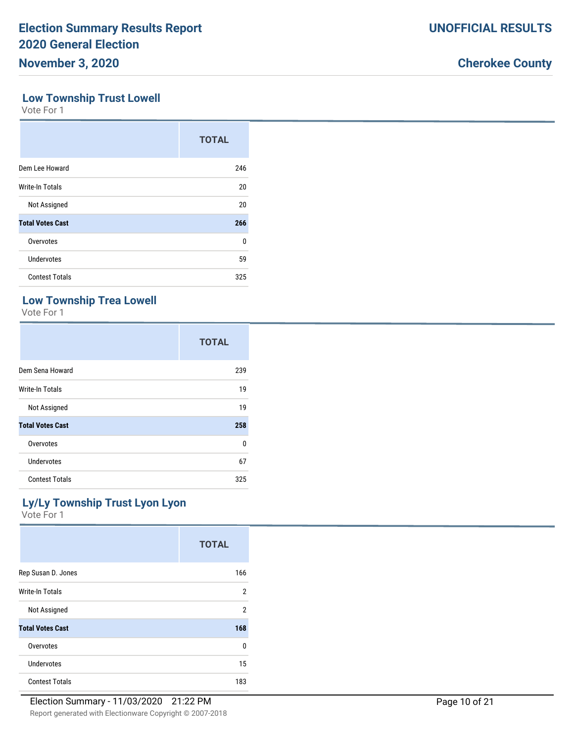## Low Township Trust Lowell

Vote For 1

| | TOTAL |
|---|---|
| Dem Lee Howard | 246 |
| Write-In Totals | 20 |
| Not Assigned | 20 |
| **Total Votes Cast** | **266** |
| Overvotes | 0 |
| Undervotes | 59 |
| Contest Totals | 325 |

## Low Township Trea Lowell

Vote For 1

| | TOTAL |
|---|---|
| Dem Sena Howard | 239 |
| Write-In Totals | 19 |
| Not Assigned | 19 |
| **Total Votes Cast** | **258** |
| Overvotes | 0 |
| Undervotes | 67 |
| Contest Totals | 325 |

## Ly/Ly Township Trust Lyon Lyon

Vote For 1

| | TOTAL |
|---|---|
| Rep Susan D. Jones | 166 |
| Write-In Totals | 2 |
| Not Assigned | 2 |
| **Total Votes Cast** | **168** |
| Overvotes | 0 |
| Undervotes | 15 |
| Contest Totals | 183 |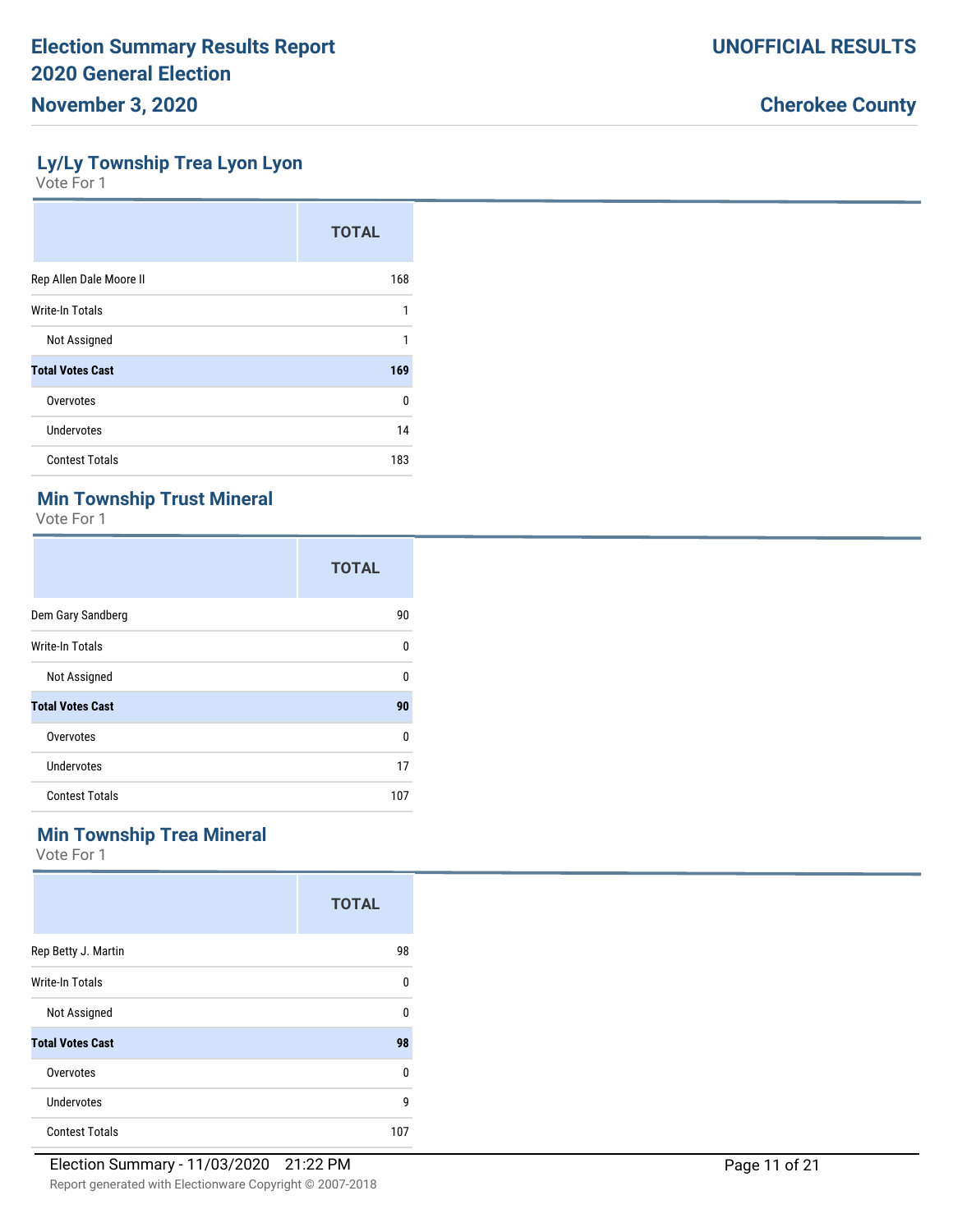## Ly/Ly Township Trea Lyon Lyon

Vote For 1

| | TOTAL |
|---|---|
| Rep Allen Dale Moore II | 168 |
| Write-In Totals | 1 |
| Not Assigned | 1 |
| **Total Votes Cast** | **169** |
| Overvotes | 0 |
| Undervotes | 14 |
| Contest Totals | 183 |

## Min Township Trust Mineral

Vote For 1

| | TOTAL |
|---|---|
| Dem Gary Sandberg | 90 |
| Write-In Totals | 0 |
| Not Assigned | 0 |
| **Total Votes Cast** | **90** |
| Overvotes | 0 |
| Undervotes | 17 |
| Contest Totals | 107 |

## Min Township Trea Mineral

Vote For 1

| | TOTAL |
|---|---|
| Rep Betty J. Martin | 98 |
| Write-In Totals | 0 |
| Not Assigned | 0 |
| **Total Votes Cast** | **98** |
| Overvotes | 0 |
| Undervotes | 9 |
| Contest Totals | 107 |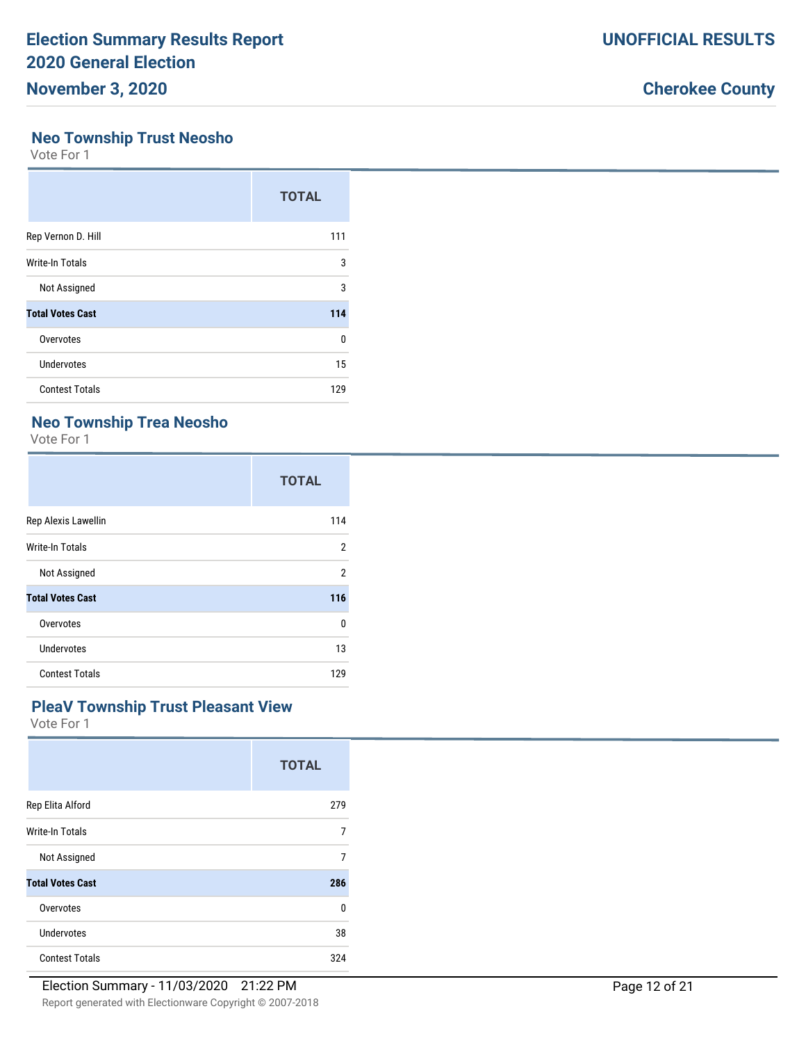## Neo Township Trust Neosho

Vote For 1

| | TOTAL |
|---|---|
| Rep Vernon D. Hill | 111 |
| Write-In Totals | 3 |
| Not Assigned | 3 |
| **Total Votes Cast** | **114** |
| Overvotes | 0 |
| Undervotes | 15 |
| Contest Totals | 129 |

## Neo Township Trea Neosho

Vote For 1

| | TOTAL |
|---|---|
| Rep Alexis Lawellin | 114 |
| Write-In Totals | 2 |
| Not Assigned | 2 |
| **Total Votes Cast** | **116** |
| Overvotes | 0 |
| Undervotes | 13 |
| Contest Totals | 129 |

## PleaV Township Trust Pleasant View

Vote For 1

| | TOTAL |
|---|---|
| Rep Elita Alford | 279 |
| Write-In Totals | 7 |
| Not Assigned | 7 |
| **Total Votes Cast** | **286** |
| Overvotes | 0 |
| Undervotes | 38 |
| Contest Totals | 324 |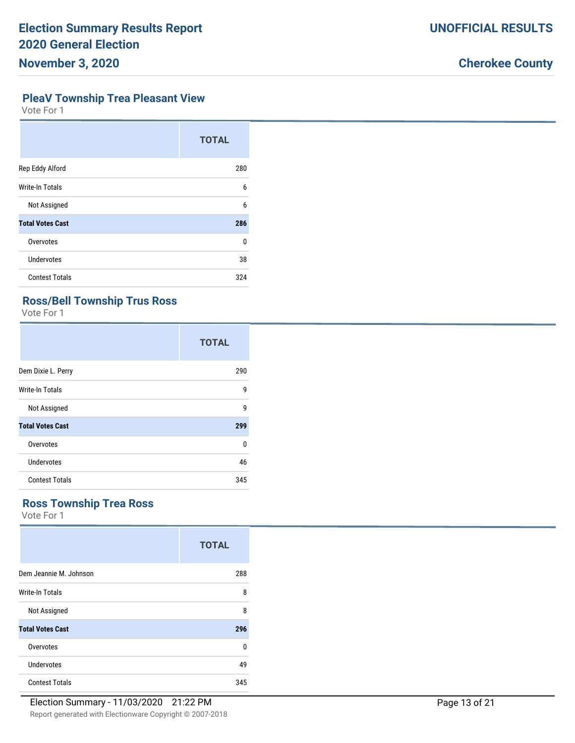## PleaV Township Trea Pleasant View

Vote For 1

| | TOTAL |
|---|---|
| Rep Eddy Alford | 280 |
| Write-In Totals | 6 |
| Not Assigned | 6 |
| **Total Votes Cast** | **286** |
| Overvotes | 0 |
| Undervotes | 38 |
| Contest Totals | 324 |

## Ross/Bell Township Trus Ross

Vote For 1

| | TOTAL |
|---|---|
| Dem Dixie L. Perry | 290 |
| Write-In Totals | 9 |
| Not Assigned | 9 |
| **Total Votes Cast** | **299** |
| Overvotes | 0 |
| Undervotes | 46 |
| Contest Totals | 345 |

## Ross Township Trea Ross

Vote For 1

| | TOTAL |
|---|---|
| Dem Jeannie M. Johnson | 288 |
| Write-In Totals | 8 |
| Not Assigned | 8 |
| **Total Votes Cast** | **296** |
| Overvotes | 0 |
| Undervotes | 49 |
| Contest Totals | 345 |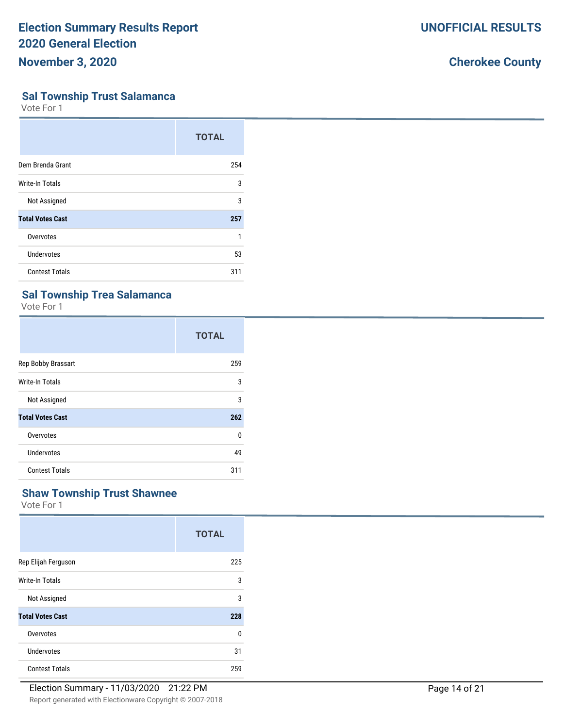## Sal Township Trust Salamanca

Vote For 1

| | TOTAL |
|---|---|
| Dem Brenda Grant | 254 |
| Write-In Totals | 3 |
| Not Assigned | 3 |
| **Total Votes Cast** | **257** |
| Overvotes | 1 |
| Undervotes | 53 |
| Contest Totals | 311 |

## Sal Township Trea Salamanca

Vote For 1

| | TOTAL |
|---|---|
| Rep Bobby Brassart | 259 |
| Write-In Totals | 3 |
| Not Assigned | 3 |
| **Total Votes Cast** | **262** |
| Overvotes | 0 |
| Undervotes | 49 |
| Contest Totals | 311 |

## Shaw Township Trust Shawnee

Vote For 1

| | TOTAL |
|---|---|
| Rep Elijah Ferguson | 225 |
| Write-In Totals | 3 |
| Not Assigned | 3 |
| **Total Votes Cast** | **228** |
| Overvotes | 0 |
| Undervotes | 31 |
| Contest Totals | 259 |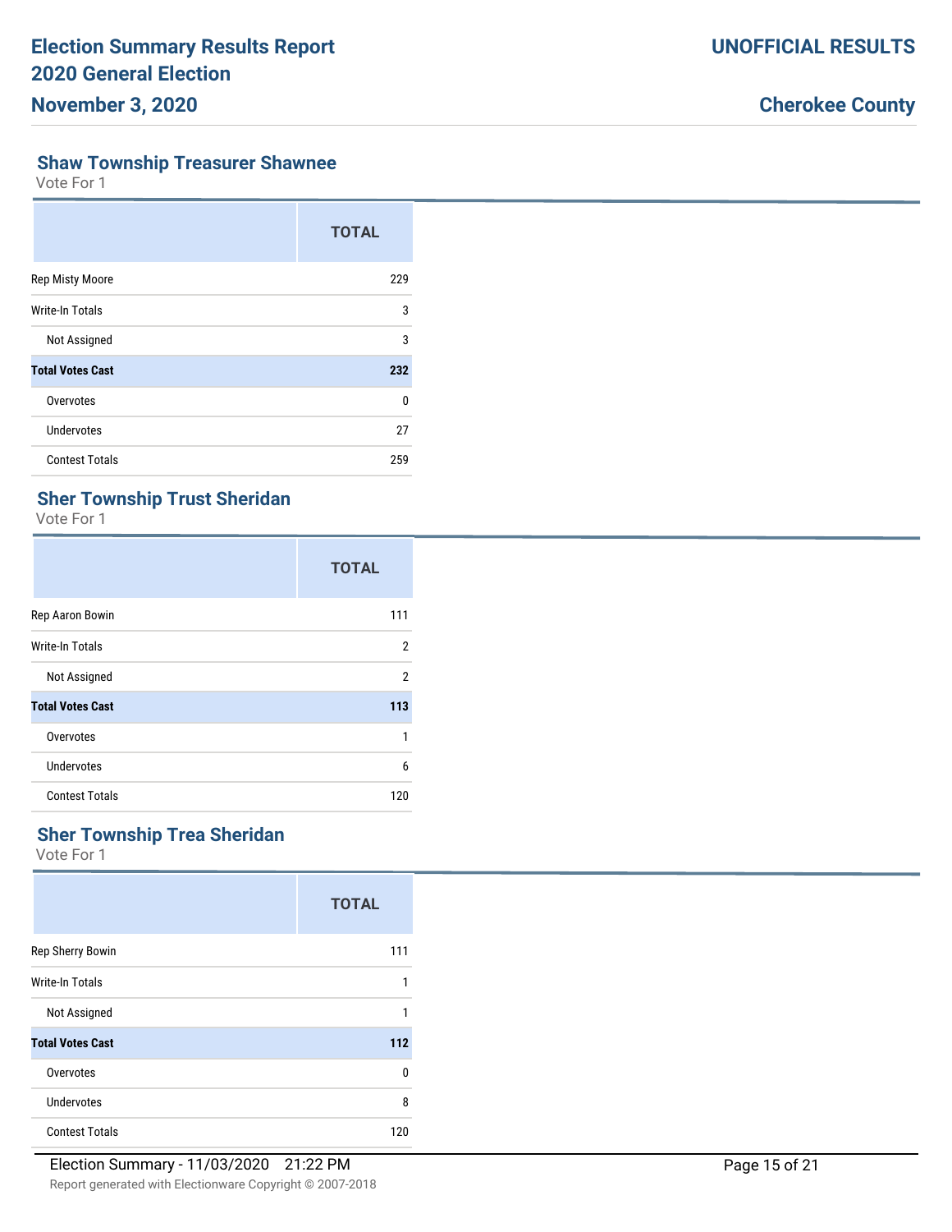## Shaw Township Treasurer Shawnee

Vote For 1

| | TOTAL |
|---|---|
| Rep Misty Moore | 229 |
| Write-In Totals | 3 |
| Not Assigned | 3 |
| **Total Votes Cast** | **232** |
| Overvotes | 0 |
| Undervotes | 27 |
| Contest Totals | 259 |

## Sher Township Trust Sheridan

Vote For 1

| | TOTAL |
|---|---|
| Rep Aaron Bowin | 111 |
| Write-In Totals | 2 |
| Not Assigned | 2 |
| **Total Votes Cast** | **113** |
| Overvotes | 1 |
| Undervotes | 6 |
| Contest Totals | 120 |

## Sher Township Trea Sheridan

Vote For 1

| | TOTAL |
|---|---|
| Rep Sherry Bowin | 111 |
| Write-In Totals | 1 |
| Not Assigned | 1 |
| **Total Votes Cast** | **112** |
| Overvotes | 0 |
| Undervotes | 8 |
| Contest Totals | 120 |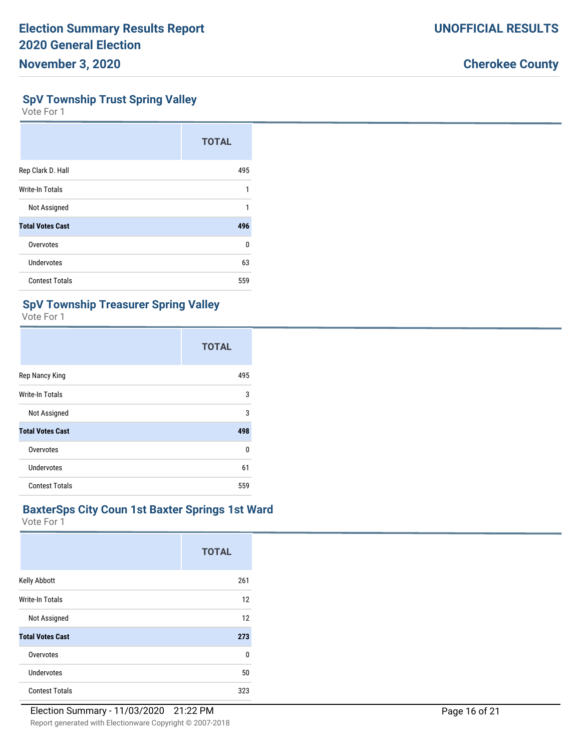## SpV Township Trust Spring Valley

Vote For 1

| | TOTAL |
|---|---|
| Rep Clark D. Hall | 495 |
| Write-In Totals | 1 |
| Not Assigned | 1 |
| **Total Votes Cast** | **496** |
| Overvotes | 0 |
| Undervotes | 63 |
| Contest Totals | 559 |

## SpV Township Treasurer Spring Valley

Vote For 1

| | TOTAL |
|---|---|
| Rep Nancy King | 495 |
| Write-In Totals | 3 |
| Not Assigned | 3 |
| **Total Votes Cast** | **498** |
| Overvotes | 0 |
| Undervotes | 61 |
| Contest Totals | 559 |

## BaxterSps City Coun 1st Baxter Springs 1st Ward

Vote For 1

| | TOTAL |
|---|---|
| Kelly Abbott | 261 |
| Write-In Totals | 12 |
| Not Assigned | 12 |
| **Total Votes Cast** | **273** |
| Overvotes | 0 |
| Undervotes | 50 |
| Contest Totals | 323 |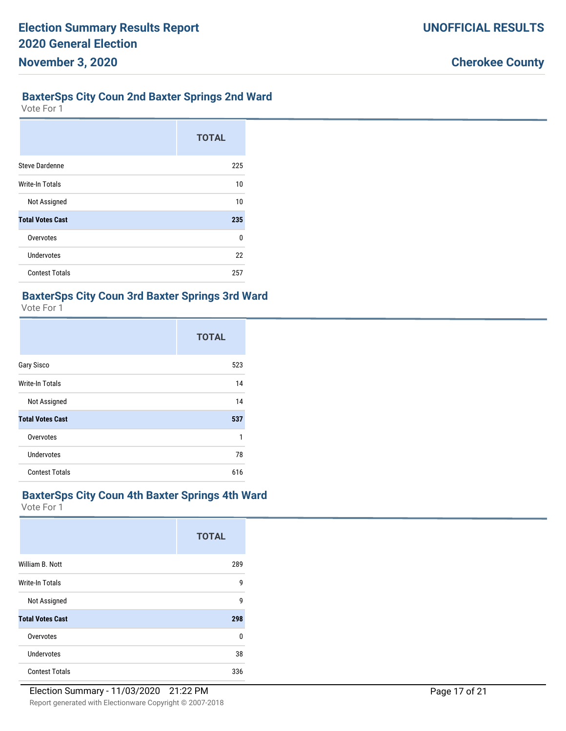## BaxterSps City Coun 2nd Baxter Springs 2nd Ward

Vote For 1

| | TOTAL |
|---|---|
| Steve Dardenne | 225 |
| Write-In Totals | 10 |
| Not Assigned | 10 |
| **Total Votes Cast** | **235** |
| Overvotes | 0 |
| Undervotes | 22 |
| Contest Totals | 257 |

## BaxterSps City Coun 3rd Baxter Springs 3rd Ward

Vote For 1

| | TOTAL |
|---|---|
| Gary Sisco | 523 |
| Write-In Totals | 14 |
| Not Assigned | 14 |
| **Total Votes Cast** | **537** |
| Overvotes | 1 |
| Undervotes | 78 |
| Contest Totals | 616 |

## BaxterSps City Coun 4th Baxter Springs 4th Ward

Vote For 1

| | TOTAL |
|---|---|
| William B. Nott | 289 |
| Write-In Totals | 9 |
| Not Assigned | 9 |
| **Total Votes Cast** | **298** |
| Overvotes | 0 |
| Undervotes | 38 |
| Contest Totals | 336 |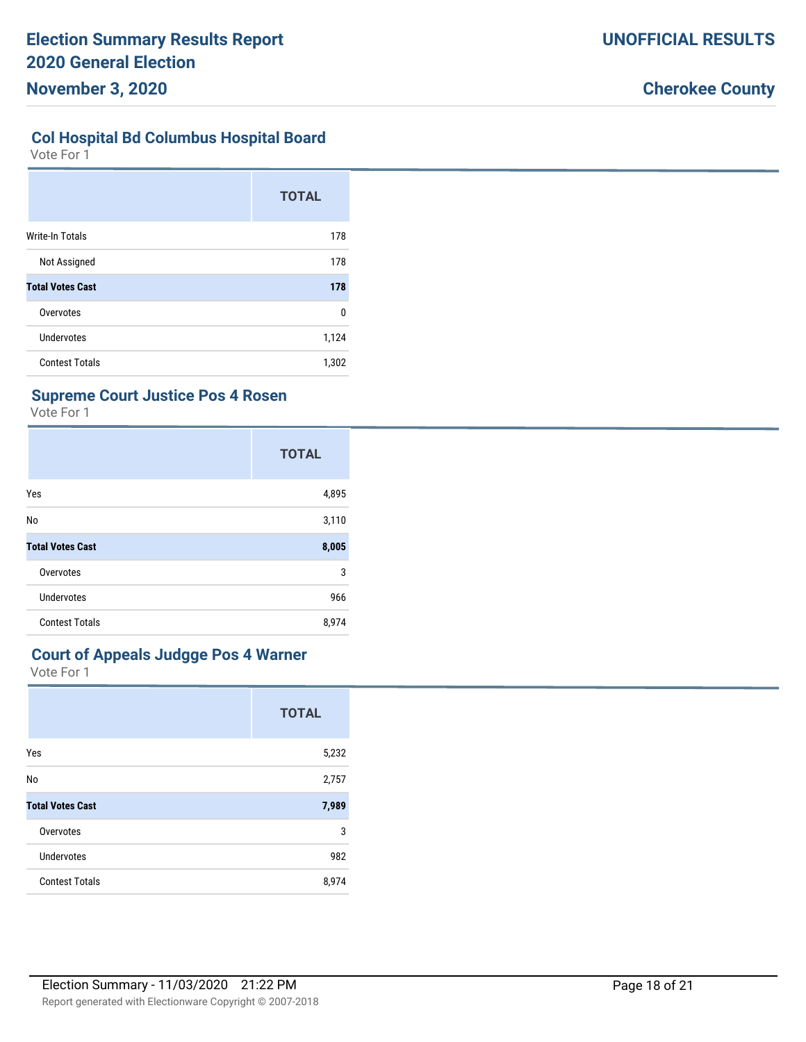## Col Hospital Bd Columbus Hospital Board

Vote For 1

| | TOTAL |
|---|---|
| Write-In Totals | 178 |
| Not Assigned | 178 |
| **Total Votes Cast** | **178** |
| Overvotes | 0 |
| Undervotes | 1,124 |
| Contest Totals | 1,302 |

## Supreme Court Justice Pos 4 Rosen

Vote For 1

| | TOTAL |
|---|---|
| Yes | 4,895 |
| No | 3,110 |
| **Total Votes Cast** | **8,005** |
| Overvotes | 3 |
| Undervotes | 966 |
| Contest Totals | 8,974 |

## Court of Appeals Judgge Pos 4 Warner

Vote For 1

| | TOTAL |
|---|---|
| Yes | 5,232 |
| No | 2,757 |
| **Total Votes Cast** | **7,989** |
| Overvotes | 3 |
| Undervotes | 982 |
| Contest Totals | 8,974 |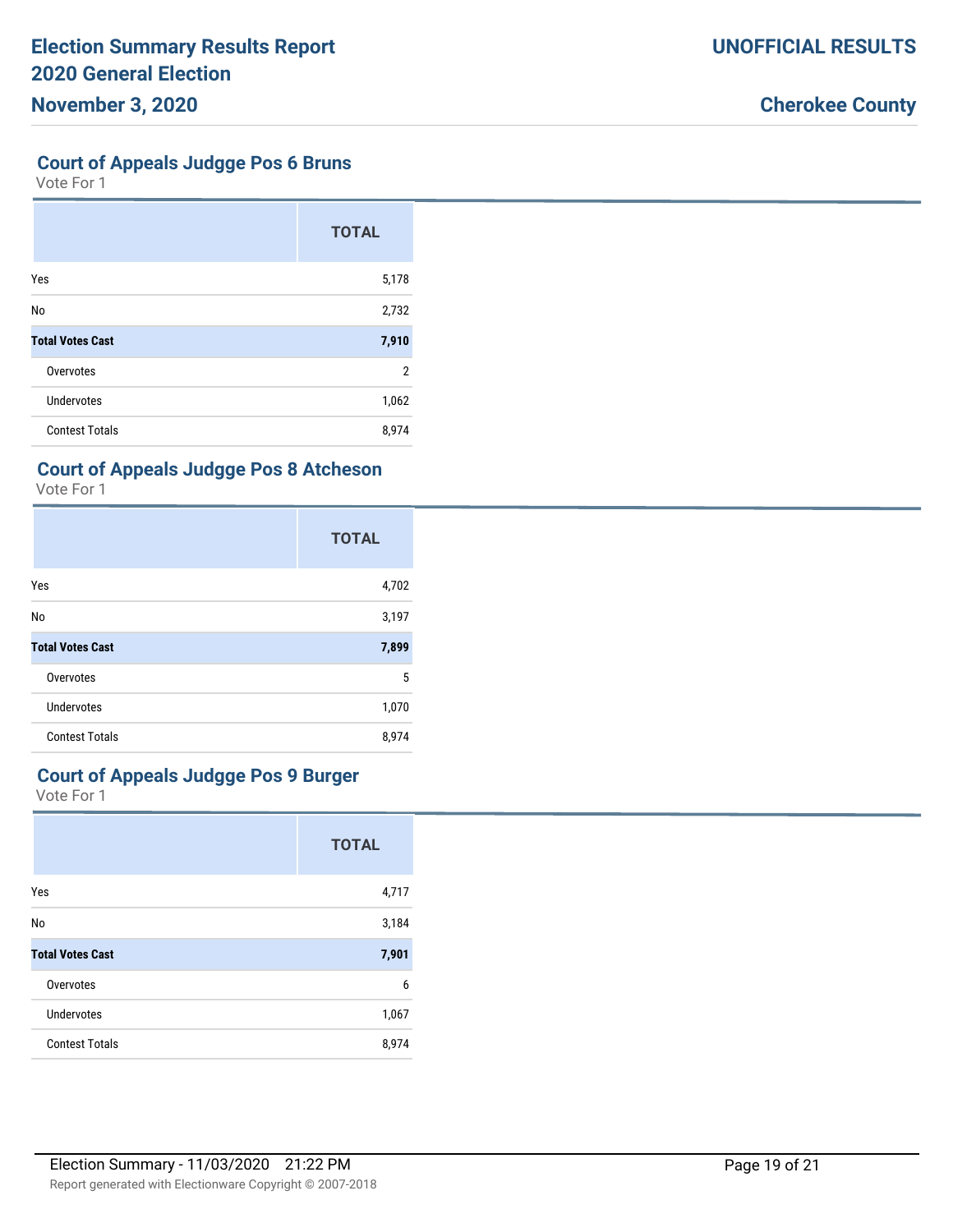## Court of Appeals Judgge Pos 6 Bruns

Vote For 1

| | TOTAL |
|---|---|
| Yes | 5,178 |
| No | 2,732 |
| **Total Votes Cast** | **7,910** |
| Overvotes | 2 |
| Undervotes | 1,062 |
| Contest Totals | 8,974 |

## Court of Appeals Judgge Pos 8 Atcheson

Vote For 1

| | TOTAL |
|---|---|
| Yes | 4,702 |
| No | 3,197 |
| **Total Votes Cast** | **7,899** |
| Overvotes | 5 |
| Undervotes | 1,070 |
| Contest Totals | 8,974 |

## Court of Appeals Judgge Pos 9 Burger

Vote For 1

| | TOTAL |
|---|---|
| Yes | 4,717 |
| No | 3,184 |
| **Total Votes Cast** | **7,901** |
| Overvotes | 6 |
| Undervotes | 1,067 |
| Contest Totals | 8,974 |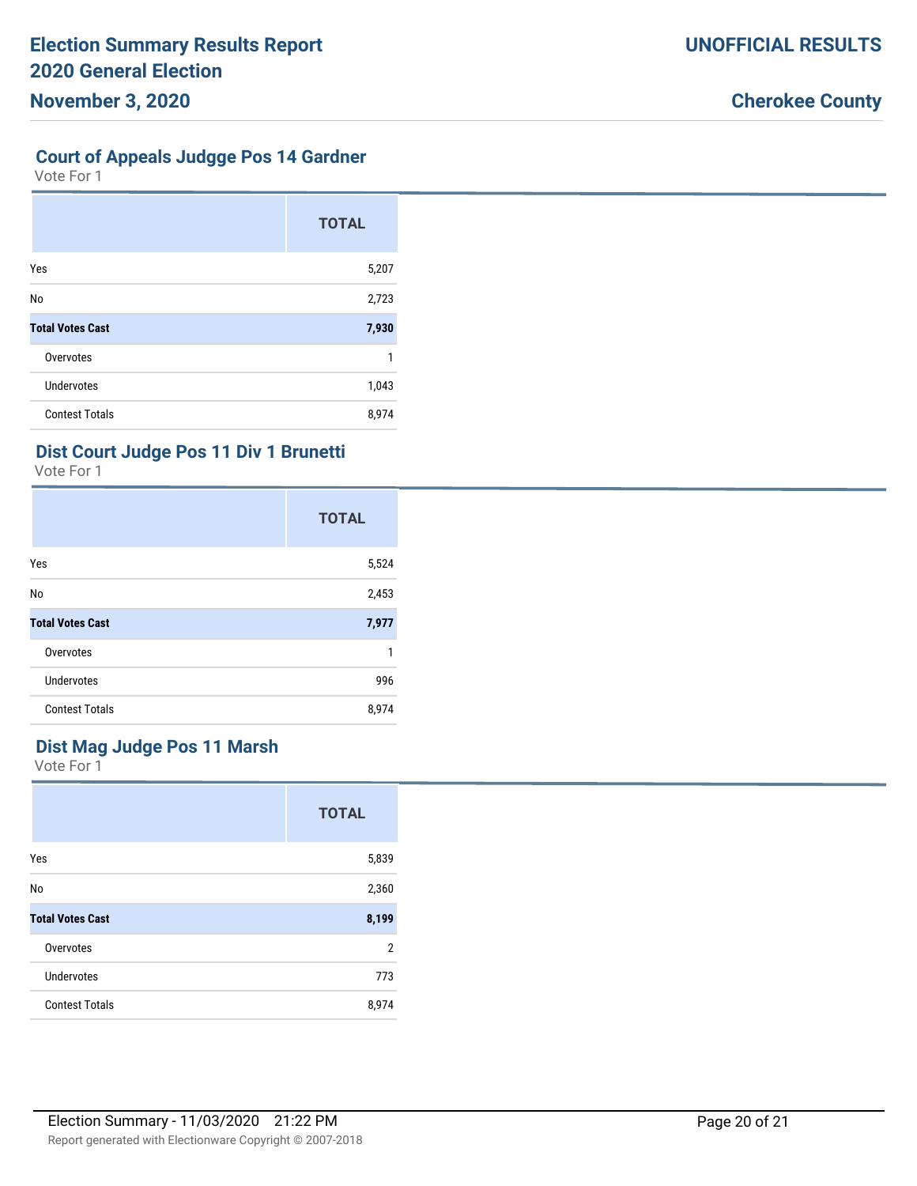## Court of Appeals Judgge Pos 14 Gardner

Vote For 1

| | TOTAL |
|---|---|
| Yes | 5,207 |
| No | 2,723 |
| **Total Votes Cast** | **7,930** |
| Overvotes | 1 |
| Undervotes | 1,043 |
| Contest Totals | 8,974 |

## Dist Court Judge Pos 11 Div 1 Brunetti

Vote For 1

| | TOTAL |
|---|---|
| Yes | 5,524 |
| No | 2,453 |
| **Total Votes Cast** | **7,977** |
| Overvotes | 1 |
| Undervotes | 996 |
| Contest Totals | 8,974 |

## Dist Mag Judge Pos 11 Marsh

Vote For 1

| | TOTAL |
|---|---|
| Yes | 5,839 |
| No | 2,360 |
| **Total Votes Cast** | **8,199** |
| Overvotes | 2 |
| Undervotes | 773 |
| Contest Totals | 8,974 |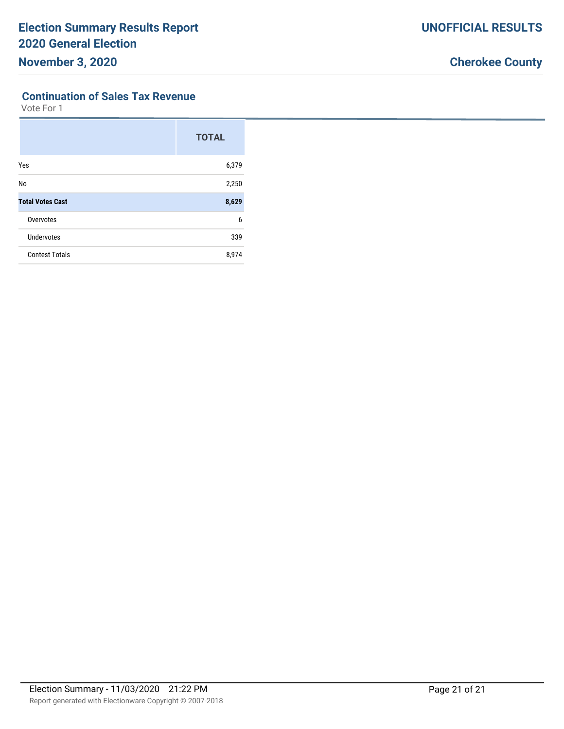## Continuation of Sales Tax Revenue

Vote For 1

| | TOTAL |
|---|---|
| Yes | 6,379 |
| No | 2,250 |
| **Total Votes Cast** | **8,629** |
| Overvotes | 6 |
| Undervotes | 339 |
| Contest Totals | 8,974 |